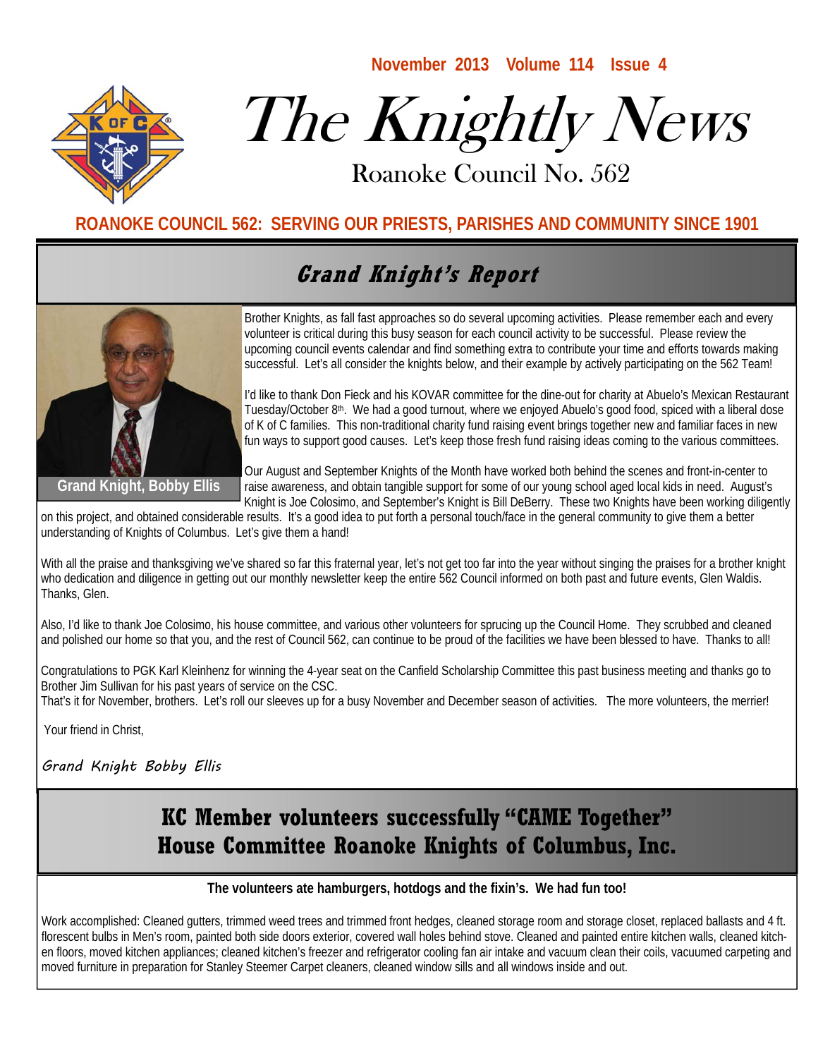November 2013 Volume 114 Issue 4

# The Knightly News

Roanoke Council No. 562

**ROANOKE COUNCIL 562: SERVING OUR PRIESTS, PARISHES AND COMMUNITY SINCE 1901**

## Grand Knight's Report

Grand Knight, Bobby Ellis

Brother Knights, as fall fast approaches so do several upcoming activities. Please remember each and every volunteer is critical during this busy season for each council activity to be successful. Please review the upcoming council events calendar and find something extra to contribute your time and efforts towards making successful. Let's all consider the knights below, and their example by actively participating on the 562 Team!

I'd like to thank Don Fieck and his KOVAR committee for the dine-out for charity at Abuelo's Mexican Restaurant Tuesday/October 8th. We had a good turnout, where we enjoyed Abuelo's good food, spiced with a liberal dose of K of C families. This non-traditional charity fund raising event brings together new and familiar faces in new fun ways to support good causes. Let's keep those fresh fund raising ideas coming to the various committees.

Our August and September Knights of the Month have worked both behind the scenes and front-in-center to raise awareness, and obtain tangible support for some of our young school aged local kids in need. August's Knight is Joe Colosimo, and September's Knight is Bill DeBerry. These two Knights have been working diligently on this project, and obtained considerable results. It's a good idea to put forth a personal touch/face in the general community to give them a better understanding of Knights of Columbus. Let's give them a hand!

With all the praise and thanksgiving we've shared so far this fraternal year, let's not get too far into the year without singing the praises for a brother knight who dedication and diligence in getting out our monthly newsletter keep the entire 562 Council informed on both past and future events, Glen Waldis. Thanks, Glen.

Also, I'd like to thank Joe Colosimo, his house committee, and various other volunteers for sprucing up the Council Home. They scrubbed and cleaned and polished our home so that you, and the rest of Council 562, can continue to be proud of the facilities we have been blessed to have. Thanks to all!

Congratulations to PGK Karl Kleinhenz for winning the 4-year seat on the Canfield Scholarship Committee this past business meeting and thanks go to Brother Jim Sullivan for his past years of service on the CSC.
That's it for November, brothers. Let's roll our sleeves up for a busy November and December season of activities. The more volunteers, the merrier!

Your friend in Christ,

*Grand Knight Bobby Ellis*

## KC Member volunteers successfully "CAME Together" House Committee Roanoke Knights of Columbus, Inc.

**The volunteers ate hamburgers, hotdogs and the fixin's. We had fun too!**

Work accomplished: Cleaned gutters, trimmed weed trees and trimmed front hedges, cleaned storage room and storage closet, replaced ballasts and 4 ft. florescent bulbs in Men's room, painted both side doors exterior, covered wall holes behind stove. Cleaned and painted entire kitchen walls, cleaned kitchen floors, moved kitchen appliances; cleaned kitchen's freezer and refrigerator cooling fan air intake and vacuum clean their coils, vacuumed carpeting and moved furniture in preparation for Stanley Steemer Carpet cleaners, cleaned window sills and all windows inside and out.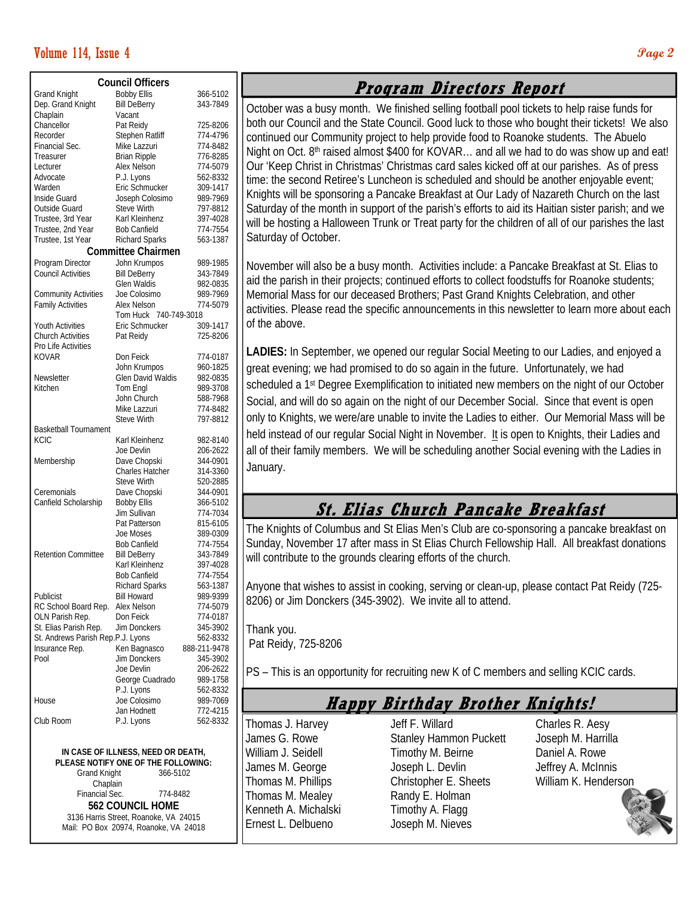## Council Officers

| Office | Name | Phone |
|---|---|---|
| Grand Knight | Bobby Ellis | 366-5102 |
| Dep. Grand Knight | Bill DeBerry | 343-7849 |
| Chaplain | Vacant | |
| Chancellor | Pat Reidy | 725-8206 |
| Recorder | Stephen Ratliff | 774-4796 |
| Financial Sec. | Mike Lazzuri | 774-8482 |
| Treasurer | Brian Ripple | 776-8285 |
| Lecturer | Alex Nelson | 774-5079 |
| Advocate | P.J. Lyons | 562-8332 |
| Warden | Eric Schmucker | 309-1417 |
| Inside Guard | Joseph Colosimo | 989-7969 |
| Outside Guard | Steve Wirth | 797-8812 |
| Trustee, 3rd Year | Karl Kleinhenz | 397-4028 |
| Trustee, 2nd Year | Bob Canfield | 774-7554 |
| Trustee, 1st Year | Richard Sparks | 563-1387 |

## Committee Chairmen

| Committee | Name | Phone |
|---|---|---|
| Program Director | John Krumpos | 989-1985 |
| Council Activities | Bill DeBerry | 343-7849 |
| | Glen Waldis | 982-0835 |
| Community Activities | Joe Colosimo | 989-7969 |
| Family Activities | Alex Nelson | 774-5079 |
| | Tom Huck | 740-749-3018 |
| Youth Activities | Eric Schmucker | 309-1417 |
| Church Activities | Pat Reidy | 725-8206 |
| Pro Life Activities | | |
| KOVAR | Don Feick | 774-0187 |
| | John Krumpos | 960-1825 |
| Newsletter | Glen David Waldis | 982-0835 |
| Kitchen | Tom Engl | 989-3708 |
| | John Church | 588-7968 |
| | Mike Lazzuri | 774-8482 |
| | Steve Wirth | 797-8812 |
| Basketball Tournament | | |
| KCIC | Karl Kleinhenz | 982-8140 |
| | Joe Devlin | 206-2622 |
| Membership | Dave Chopski | 344-0901 |
| | Charles Hatcher | 314-3360 |
| | Steve Wirth | 520-2885 |
| Ceremonials | Dave Chopski | 344-0901 |
| Canfield Scholarship | Bobby Ellis | 366-5102 |
| | Jim Sullivan | 774-7034 |
| | Pat Patterson | 815-6105 |
| | Joe Moses | 389-0309 |
| | Bob Canfield | 774-7554 |
| Retention Committee | Bill DeBerry | 343-7849 |
| | Karl Kleinhenz | 397-4028 |
| | Bob Canfield | 774-7554 |
| | Richard Sparks | 563-1387 |
| Publicist | Bill Howard | 989-9399 |
| RC School Board Rep. | Alex Nelson | 774-5079 |
| OLN Parish Rep. | Don Feick | 774-0187 |
| St. Elias Parish Rep. | Jim Donckers | 345-3902 |
| St. Andrews Parish Rep. | P.J. Lyons | 562-8332 |
| Insurance Rep. | Ken Bagnasco | 888-211-9478 |
| Pool | Jim Donckers | 345-3902 |
| | Joe Devlin | 206-2622 |
| | George Cuadrado | 989-1758 |
| | P.J. Lyons | 562-8332 |
| House | Joe Colosimo | 989-7069 |
| | Jan Hodnett | 772-4215 |
| Club Room | P.J. Lyons | 562-8332 |

**IN CASE OF ILLNESS, NEED OR DEATH, PLEASE NOTIFY ONE OF THE FOLLOWING:**

Grand Knight 366-5102
Chaplain
Financial Sec. 774-8482

**562 COUNCIL HOME**
3136 Harris Street, Roanoke, VA 24015
Mail: PO Box 20974, Roanoke, VA 24018

## Program Directors Report

October was a busy month. We finished selling football pool tickets to help raise funds for both our Council and the State Council. Good luck to those who bought their tickets! We also continued our Community project to help provide food to Roanoke students. The Abuelo Night on Oct. 8th raised almost $400 for KOVAR… and all we had to do was show up and eat! Our 'Keep Christ in Christmas' Christmas card sales kicked off at our parishes. As of press time: the second Retiree's Luncheon is scheduled and should be another enjoyable event; Knights will be sponsoring a Pancake Breakfast at Our Lady of Nazareth Church on the last Saturday of the month in support of the parish's efforts to aid its Haitian sister parish; and we will be hosting a Halloween Trunk or Treat party for the children of all of our parishes the last Saturday of October.

November will also be a busy month. Activities include: a Pancake Breakfast at St. Elias to aid the parish in their projects; continued efforts to collect foodstuffs for Roanoke students; Memorial Mass for our deceased Brothers; Past Grand Knights Celebration, and other activities. Please read the specific announcements in this newsletter to learn more about each of the above.

**LADIES:** In September, we opened our regular Social Meeting to our Ladies, and enjoyed a great evening; we had promised to do so again in the future. Unfortunately, we had scheduled a 1st Degree Exemplification to initiated new members on the night of our October Social, and will do so again on the night of our December Social. Since that event is open only to Knights, we were/are unable to invite the Ladies to either. Our Memorial Mass will be held instead of our regular Social Night in November. It is open to Knights, their Ladies and all of their family members. We will be scheduling another Social evening with the Ladies in January.

## St. Elias Church Pancake Breakfast

The Knights of Columbus and St Elias Men's Club are co-sponsoring a pancake breakfast on Sunday, November 17 after mass in St Elias Church Fellowship Hall. All breakfast donations will contribute to the grounds clearing efforts of the church.

Anyone that wishes to assist in cooking, serving or clean-up, please contact Pat Reidy (725-8206) or Jim Donckers (345-3902). We invite all to attend.

Thank you.
Pat Reidy, 725-8206

PS – This is an opportunity for recruiting new K of C members and selling KCIC cards.

## Happy Birthday Brother Knights!

Thomas J. Harvey
James G. Rowe
William J. Seidell
James M. George
Thomas M. Phillips
Thomas M. Mealey
Kenneth A. Michalski
Ernest L. Delbueno
Jeff F. Willard
Stanley Hammon Puckett
Timothy M. Beirne
Joseph L. Devlin
Christopher E. Sheets
Randy E. Holman
Timothy A. Flagg
Joseph M. Nieves
Charles R. Aesy
Joseph M. Harrilla
Daniel A. Rowe
Jeffrey A. McInnis
William K. Henderson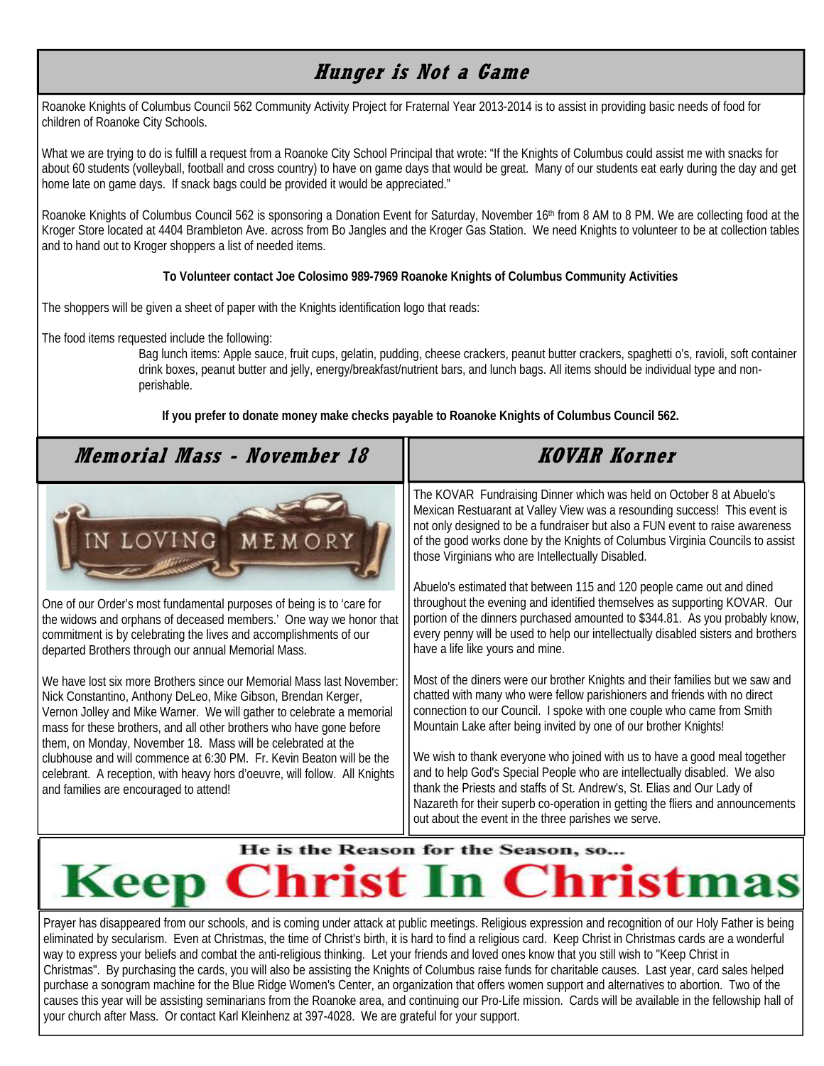## Hunger is Not a Game

Roanoke Knights of Columbus Council 562 Community Activity Project for Fraternal Year 2013-2014 is to assist in providing basic needs of food for children of Roanoke City Schools.

What we are trying to do is fulfill a request from a Roanoke City School Principal that wrote: "If the Knights of Columbus could assist me with snacks for about 60 students (volleyball, football and cross country) to have on game days that would be great. Many of our students eat early during the day and get home late on game days. If snack bags could be provided it would be appreciated."

Roanoke Knights of Columbus Council 562 is sponsoring a Donation Event for Saturday, November 16th from 8 AM to 8 PM. We are collecting food at the Kroger Store located at 4404 Brambleton Ave. across from Bo Jangles and the Kroger Gas Station. We need Knights to volunteer to be at collection tables and to hand out to Kroger shoppers a list of needed items.

**To Volunteer contact Joe Colosimo 989-7969 Roanoke Knights of Columbus Community Activities**

The shoppers will be given a sheet of paper with the Knights identification logo that reads:

The food items requested include the following:

Bag lunch items: Apple sauce, fruit cups, gelatin, pudding, cheese crackers, peanut butter crackers, spaghetti o's, ravioli, soft container drink boxes, peanut butter and jelly, energy/breakfast/nutrient bars, and lunch bags. All items should be individual type and non-perishable.

**If you prefer to donate money make checks payable to Roanoke Knights of Columbus Council 562.**

## Memorial Mass - November 18

IN LOVING MEMORY

One of our Order's most fundamental purposes of being is to 'care for the widows and orphans of deceased members.' One way we honor that commitment is by celebrating the lives and accomplishments of our departed Brothers through our annual Memorial Mass.

We have lost six more Brothers since our Memorial Mass last November: Nick Constantino, Anthony DeLeo, Mike Gibson, Brendan Kerger, Vernon Jolley and Mike Warner. We will gather to celebrate a memorial mass for these brothers, and all other brothers who have gone before them, on Monday, November 18. Mass will be celebrated at the clubhouse and will commence at 6:30 PM. Fr. Kevin Beaton will be the celebrant. A reception, with heavy hors d'oeuvre, will follow. All Knights and families are encouraged to attend!

## KOVAR Korner

The KOVAR Fundraising Dinner which was held on October 8 at Abuelo's Mexican Restuarant at Valley View was a resounding success! This event is not only designed to be a fundraiser but also a FUN event to raise awareness of the good works done by the Knights of Columbus Virginia Councils to assist those Virginians who are Intellectually Disabled.

Abuelo's estimated that between 115 and 120 people came out and dined throughout the evening and identified themselves as supporting KOVAR. Our portion of the dinners purchased amounted to $344.81. As you probably know, every penny will be used to help our intellectually disabled sisters and brothers have a life like yours and mine.

Most of the diners were our brother Knights and their families but we saw and chatted with many who were fellow parishioners and friends with no direct connection to our Council. I spoke with one couple who came from Smith Mountain Lake after being invited by one of our brother Knights!

We wish to thank everyone who joined with us to have a good meal together and to help God's Special People who are intellectually disabled. We also thank the Priests and staffs of St. Andrew's, St. Elias and Our Lady of Nazareth for their superb co-operation in getting the fliers and announcements out about the event in the three parishes we serve.

## He is the Reason for the Season, so... Keep Christ In Christmas

Prayer has disappeared from our schools, and is coming under attack at public meetings. Religious expression and recognition of our Holy Father is being eliminated by secularism. Even at Christmas, the time of Christ's birth, it is hard to find a religious card. Keep Christ in Christmas cards are a wonderful way to express your beliefs and combat the anti-religious thinking. Let your friends and loved ones know that you still wish to "Keep Christ in Christmas". By purchasing the cards, you will also be assisting the Knights of Columbus raise funds for charitable causes. Last year, card sales helped purchase a sonogram machine for the Blue Ridge Women's Center, an organization that offers women support and alternatives to abortion. Two of the causes this year will be assisting seminarians from the Roanoke area, and continuing our Pro-Life mission. Cards will be available in the fellowship hall of your church after Mass. Or contact Karl Kleinhenz at 397-4028. We are grateful for your support.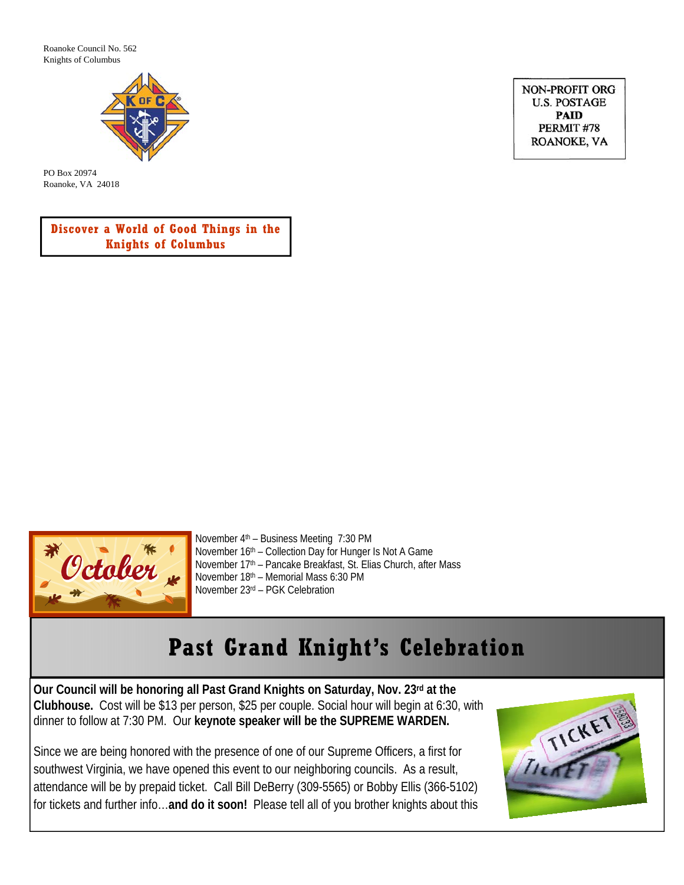Roanoke Council No. 562
Knights of Columbus

PO Box 20974
Roanoke, VA 24018

NON-PROFIT ORG
U.S. POSTAGE
**PAID**
PERMIT #78
ROANOKE, VA

**Discover a World of Good Things in the Knights of Columbus**

October

November 4th – Business Meeting 7:30 PM
November 16th – Collection Day for Hunger Is Not A Game
November 17th – Pancake Breakfast, St. Elias Church, after Mass
November 18th – Memorial Mass 6:30 PM
November 23rd – PGK Celebration

# Past Grand Knight's Celebration

**Our Council will be honoring all Past Grand Knights on Saturday, Nov. 23rd at the Clubhouse.** Cost will be $13 per person, $25 per couple. Social hour will begin at 6:30, with dinner to follow at 7:30 PM. Our **keynote speaker will be the SUPREME WARDEN.**

Since we are being honored with the presence of one of our Supreme Officers, a first for southwest Virginia, we have opened this event to our neighboring councils. As a result, attendance will be by prepaid ticket. Call Bill DeBerry (309-5565) or Bobby Ellis (366-5102) for tickets and further info…**and do it soon!** Please tell all of you brother knights about this